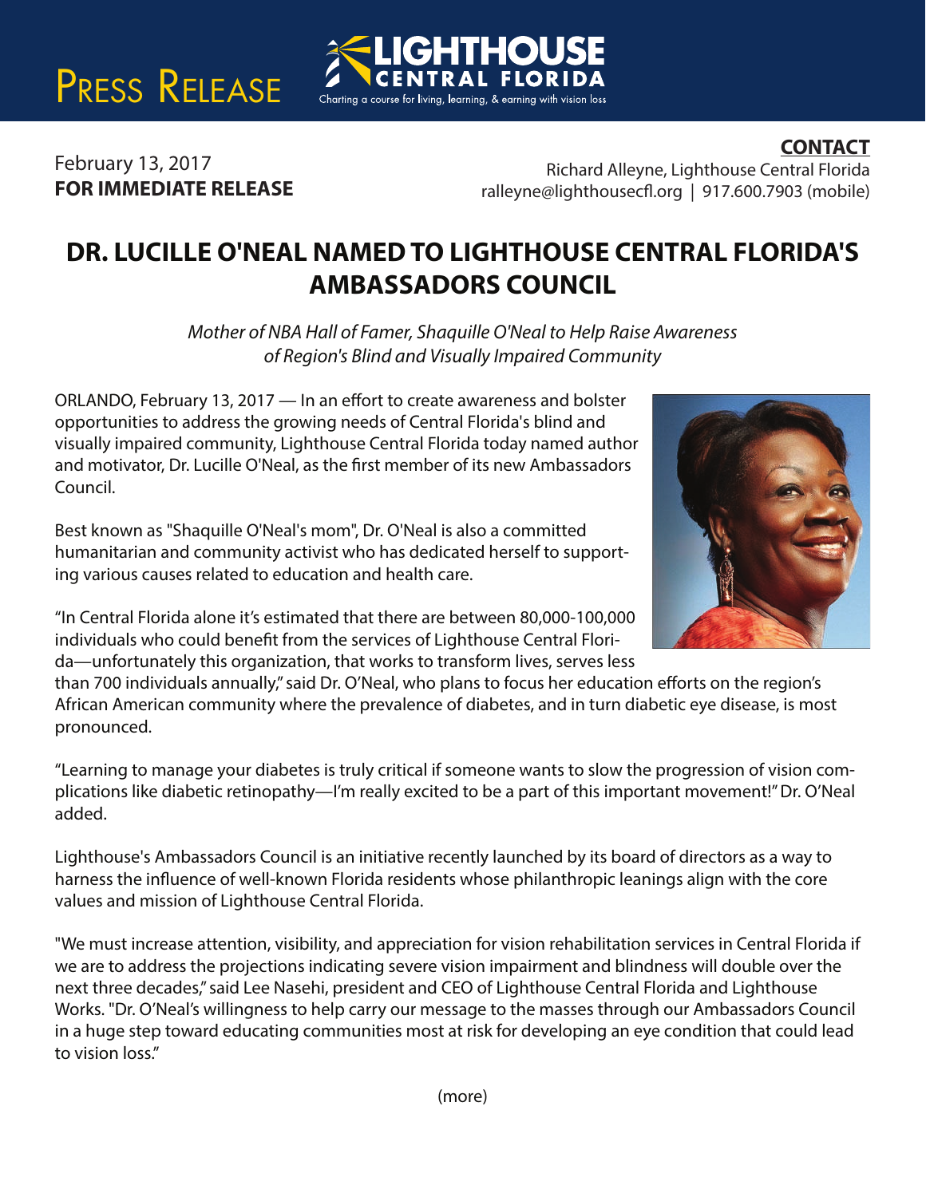Press Release

**LIGHTHOUSE CENTRAL FLORIDA**
Charting a course for living, learning, & earning with vision loss

February 13, 2017
**FOR IMMEDIATE RELEASE**

**CONTACT**
Richard Alleyne, Lighthouse Central Florida
ralleyne@lighthousecfl.org | 917.600.7903 (mobile)

# DR. LUCILLE O'NEAL NAMED TO LIGHTHOUSE CENTRAL FLORIDA'S AMBASSADORS COUNCIL

*Mother of NBA Hall of Famer, Shaquille O'Neal to Help Raise Awareness of Region's Blind and Visually Impaired Community*

ORLANDO, February 13, 2017 — In an effort to create awareness and bolster opportunities to address the growing needs of Central Florida's blind and visually impaired community, Lighthouse Central Florida today named author and motivator, Dr. Lucille O'Neal, as the first member of its new Ambassadors Council.

Best known as "Shaquille O'Neal's mom", Dr. O'Neal is also a committed humanitarian and community activist who has dedicated herself to supporting various causes related to education and health care.

"In Central Florida alone it's estimated that there are between 80,000-100,000 individuals who could benefit from the services of Lighthouse Central Florida—unfortunately this organization, that works to transform lives, serves less than 700 individuals annually," said Dr. O'Neal, who plans to focus her education efforts on the region's African American community where the prevalence of diabetes, and in turn diabetic eye disease, is most pronounced.

"Learning to manage your diabetes is truly critical if someone wants to slow the progression of vision complications like diabetic retinopathy—I'm really excited to be a part of this important movement!" Dr. O'Neal added.

Lighthouse's Ambassadors Council is an initiative recently launched by its board of directors as a way to harness the influence of well-known Florida residents whose philanthropic leanings align with the core values and mission of Lighthouse Central Florida.

"We must increase attention, visibility, and appreciation for vision rehabilitation services in Central Florida if we are to address the projections indicating severe vision impairment and blindness will double over the next three decades," said Lee Nasehi, president and CEO of Lighthouse Central Florida and Lighthouse Works. "Dr. O'Neal's willingness to help carry our message to the masses through our Ambassadors Council in a huge step toward educating communities most at risk for developing an eye condition that could lead to vision loss."

(more)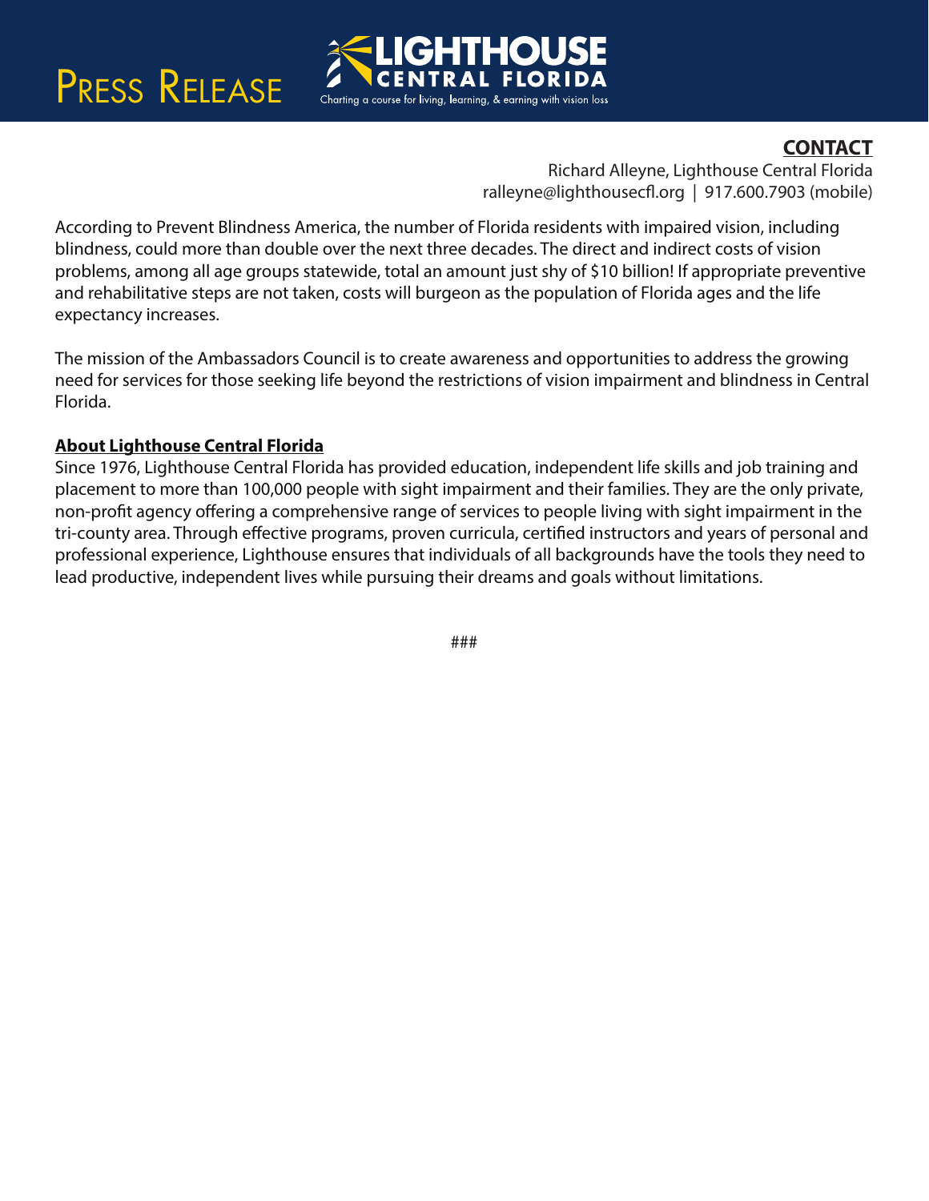# Press Release

**LIGHTHOUSE CENTRAL FLORIDA**
Charting a course for living, learning, & earning with vision loss

**CONTACT**
Richard Alleyne, Lighthouse Central Florida
ralleyne@lighthousecfl.org | 917.600.7903 (mobile)

According to Prevent Blindness America, the number of Florida residents with impaired vision, including blindness, could more than double over the next three decades. The direct and indirect costs of vision problems, among all age groups statewide, total an amount just shy of $10 billion! If appropriate preventive and rehabilitative steps are not taken, costs will burgeon as the population of Florida ages and the life expectancy increases.

The mission of the Ambassadors Council is to create awareness and opportunities to address the growing need for services for those seeking life beyond the restrictions of vision impairment and blindness in Central Florida.

**About Lighthouse Central Florida**

Since 1976, Lighthouse Central Florida has provided education, independent life skills and job training and placement to more than 100,000 people with sight impairment and their families. They are the only private, non-profit agency offering a comprehensive range of services to people living with sight impairment in the tri-county area. Through effective programs, proven curricula, certified instructors and years of personal and professional experience, Lighthouse ensures that individuals of all backgrounds have the tools they need to lead productive, independent lives while pursuing their dreams and goals without limitations.

###